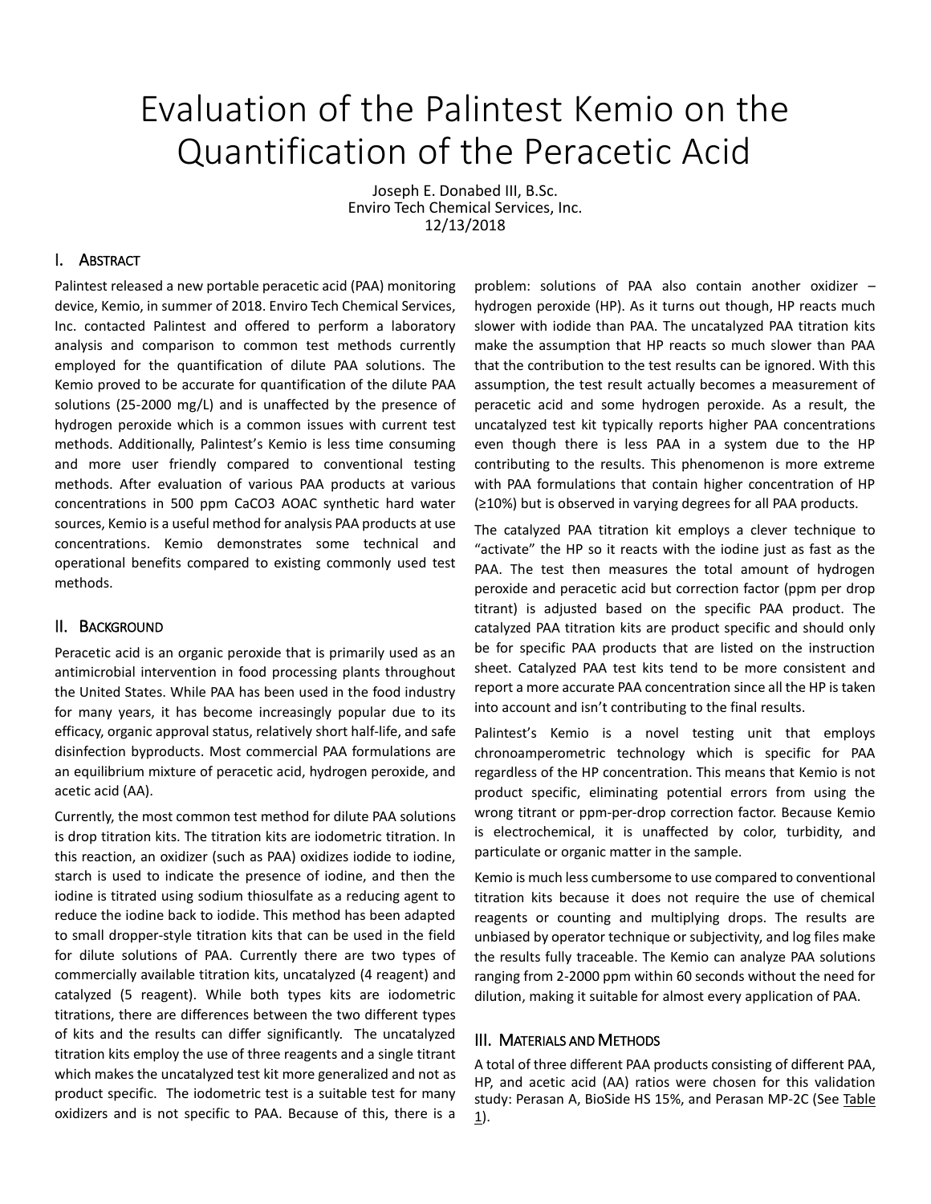# Evaluation of the Palintest Kemio on the Quantification of the Peracetic Acid

Joseph E. Donabed III, B.Sc.
Enviro Tech Chemical Services, Inc.
12/13/2018

## I. Abstract

Palintest released a new portable peracetic acid (PAA) monitoring device, Kemio, in summer of 2018. Enviro Tech Chemical Services, Inc. contacted Palintest and offered to perform a laboratory analysis and comparison to common test methods currently employed for the quantification of dilute PAA solutions. The Kemio proved to be accurate for quantification of the dilute PAA solutions (25-2000 mg/L) and is unaffected by the presence of hydrogen peroxide which is a common issues with current test methods. Additionally, Palintest's Kemio is less time consuming and more user friendly compared to conventional testing methods. After evaluation of various PAA products at various concentrations in 500 ppm $CaCO_3$ AOAC synthetic hard water sources, Kemio is a useful method for analysis PAA products at use concentrations. Kemio demonstrates some technical and operational benefits compared to existing commonly used test methods.

## II. Background

Peracetic acid is an organic peroxide that is primarily used as an antimicrobial intervention in food processing plants throughout the United States. While PAA has been used in the food industry for many years, it has become increasingly popular due to its efficacy, organic approval status, relatively short half-life, and safe disinfection byproducts. Most commercial PAA formulations are an equilibrium mixture of peracetic acid, hydrogen peroxide, and acetic acid (AA).

Currently, the most common test method for dilute PAA solutions is drop titration kits. The titration kits are iodometric titration. In this reaction, an oxidizer (such as PAA) oxidizes iodide to iodine, starch is used to indicate the presence of iodine, and then the iodine is titrated using sodium thiosulfate as a reducing agent to reduce the iodine back to iodide. This method has been adapted to small dropper-style titration kits that can be used in the field for dilute solutions of PAA. Currently there are two types of commercially available titration kits, uncatalyzed (4 reagent) and catalyzed (5 reagent). While both types kits are iodometric titrations, there are differences between the two different types of kits and the results can differ significantly. The uncatalyzed titration kits employ the use of three reagents and a single titrant which makes the uncatalyzed test kit more generalized and not as product specific. The iodometric test is a suitable test for many oxidizers and is not specific to PAA. Because of this, there is a problem: solutions of PAA also contain another oxidizer – hydrogen peroxide (HP). As it turns out though, HP reacts much slower with iodide than PAA. The uncatalyzed PAA titration kits make the assumption that HP reacts so much slower than PAA that the contribution to the test results can be ignored. With this assumption, the test result actually becomes a measurement of peracetic acid and some hydrogen peroxide. As a result, the uncatalyzed test kit typically reports higher PAA concentrations even though there is less PAA in a system due to the HP contributing to the results. This phenomenon is more extreme with PAA formulations that contain higher concentration of HP (≥10%) but is observed in varying degrees for all PAA products.

The catalyzed PAA titration kit employs a clever technique to "activate" the HP so it reacts with the iodine just as fast as the PAA. The test then measures the total amount of hydrogen peroxide and peracetic acid but correction factor (ppm per drop titrant) is adjusted based on the specific PAA product. The catalyzed PAA titration kits are product specific and should only be for specific PAA products that are listed on the instruction sheet. Catalyzed PAA test kits tend to be more consistent and report a more accurate PAA concentration since all the HP is taken into account and isn't contributing to the final results.

Palintest's Kemio is a novel testing unit that employs chronoamperometric technology which is specific for PAA regardless of the HP concentration. This means that Kemio is not product specific, eliminating potential errors from using the wrong titrant or ppm-per-drop correction factor. Because Kemio is electrochemical, it is unaffected by color, turbidity, and particulate or organic matter in the sample.

Kemio is much less cumbersome to use compared to conventional titration kits because it does not require the use of chemical reagents or counting and multiplying drops. The results are unbiased by operator technique or subjectivity, and log files make the results fully traceable. The Kemio can analyze PAA solutions ranging from 2-2000 ppm within 60 seconds without the need for dilution, making it suitable for almost every application of PAA.

## III. Materials and Methods

A total of three different PAA products consisting of different PAA, HP, and acetic acid (AA) ratios were chosen for this validation study: Perasan A, BioSide HS 15%, and Perasan MP-2C (See Table 1).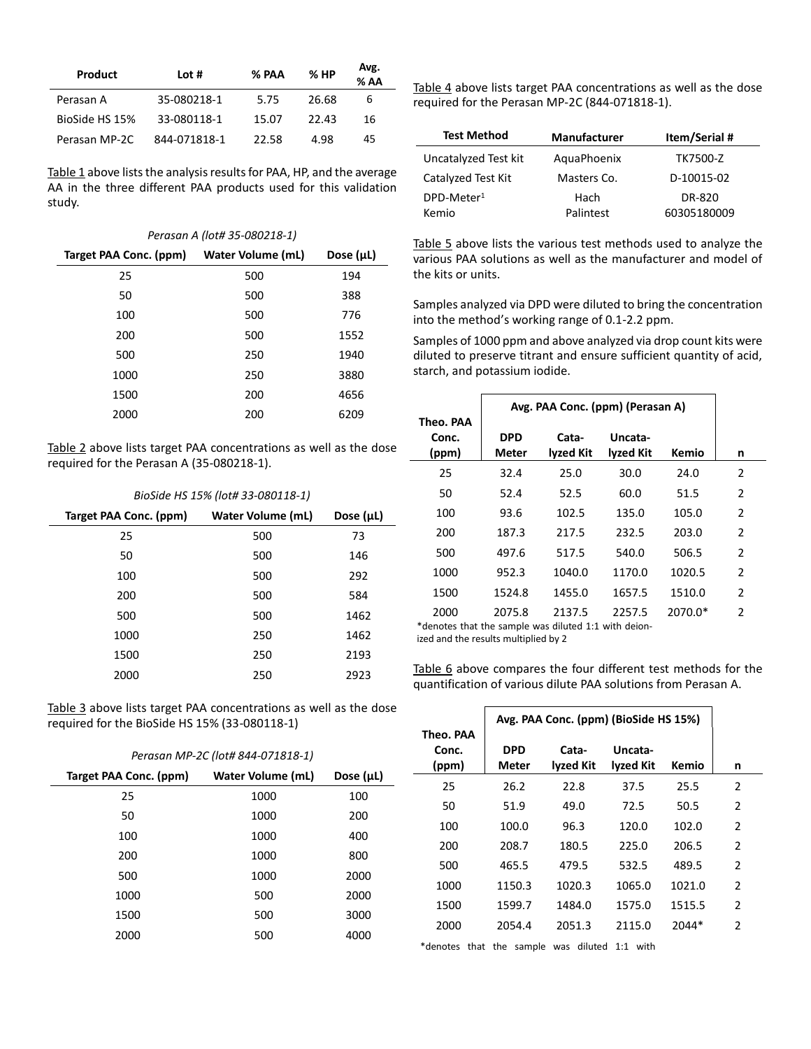| Product | Lot # | % PAA | % HP | Avg. % AA |
|---|---|---|---|---|
| Perasan A | 35-080218-1 | 5.75 | 26.68 | 6 |
| BioSide HS 15% | 33-080118-1 | 15.07 | 22.43 | 16 |
| Perasan MP-2C | 844-071818-1 | 22.58 | 4.98 | 45 |

Table 1 above lists the analysis results for PAA, HP, and the average AA in the three different PAA products used for this validation study.

*Perasan A (lot# 35-080218-1)*

| Target PAA Conc. (ppm) | Water Volume (mL) | Dose (µL) |
|---|---|---|
| 25 | 500 | 194 |
| 50 | 500 | 388 |
| 100 | 500 | 776 |
| 200 | 500 | 1552 |
| 500 | 250 | 1940 |
| 1000 | 250 | 3880 |
| 1500 | 200 | 4656 |
| 2000 | 200 | 6209 |

Table 2 above lists target PAA concentrations as well as the dose required for the Perasan A (35-080218-1).

*BioSide HS 15% (lot# 33-080118-1)*

| Target PAA Conc. (ppm) | Water Volume (mL) | Dose (µL) |
|---|---|---|
| 25 | 500 | 73 |
| 50 | 500 | 146 |
| 100 | 500 | 292 |
| 200 | 500 | 584 |
| 500 | 500 | 1462 |
| 1000 | 250 | 1462 |
| 1500 | 250 | 2193 |
| 2000 | 250 | 2923 |

Table 3 above lists target PAA concentrations as well as the dose required for the BioSide HS 15% (33-080118-1)

*Perasan MP-2C (lot# 844-071818-1)*

| Target PAA Conc. (ppm) | Water Volume (mL) | Dose (µL) |
|---|---|---|
| 25 | 1000 | 100 |
| 50 | 1000 | 200 |
| 100 | 1000 | 400 |
| 200 | 1000 | 800 |
| 500 | 1000 | 2000 |
| 1000 | 500 | 2000 |
| 1500 | 500 | 3000 |
| 2000 | 500 | 4000 |

Table 4 above lists target PAA concentrations as well as the dose required for the Perasan MP-2C (844-071818-1).

| Test Method | Manufacturer | Item/Serial # |
|---|---|---|
| Uncatalyzed Test kit | AquaPhoenix | TK7500-Z |
| Catalyzed Test Kit | Masters Co. | D-10015-02 |
| DPD-Meter[1] | Hach | DR-820 |
| Kemio | Palintest | 60305180009 |

Table 5 above lists the various test methods used to analyze the various PAA solutions as well as the manufacturer and model of the kits or units.

Samples analyzed via DPD were diluted to bring the concentration into the method's working range of 0.1-2.2 ppm.

Samples of 1000 ppm and above analyzed via drop count kits were diluted to preserve titrant and ensure sufficient quantity of acid, starch, and potassium iodide.

| Theo. PAA Conc. (ppm) | Avg. PAA Conc. (ppm) (Perasan A) | | | | n |
|---|---|---|---|---|---|
| | DPD Meter | Cata-lyzed Kit | Uncata-lyzed Kit | Kemio | |
| 25 | 32.4 | 25.0 | 30.0 | 24.0 | 2 |
| 50 | 52.4 | 52.5 | 60.0 | 51.5 | 2 |
| 100 | 93.6 | 102.5 | 135.0 | 105.0 | 2 |
| 200 | 187.3 | 217.5 | 232.5 | 203.0 | 2 |
| 500 | 497.6 | 517.5 | 540.0 | 506.5 | 2 |
| 1000 | 952.3 | 1040.0 | 1170.0 | 1020.5 | 2 |
| 1500 | 1524.8 | 1455.0 | 1657.5 | 1510.0 | 2 |
| 2000 | 2075.8 | 2137.5 | 2257.5 | 2070.0* | 2 |

*denotes that the sample was diluted 1:1 with deionized and the results multiplied by 2

Table 6 above compares the four different test methods for the quantification of various dilute PAA solutions from Perasan A.

| Theo. PAA Conc. (ppm) | Avg. PAA Conc. (ppm) (BioSide HS 15%) | | | | n |
|---|---|---|---|---|---|
| | DPD Meter | Cata-lyzed Kit | Uncata-lyzed Kit | Kemio | |
| 25 | 26.2 | 22.8 | 37.5 | 25.5 | 2 |
| 50 | 51.9 | 49.0 | 72.5 | 50.5 | 2 |
| 100 | 100.0 | 96.3 | 120.0 | 102.0 | 2 |
| 200 | 208.7 | 180.5 | 225.0 | 206.5 | 2 |
| 500 | 465.5 | 479.5 | 532.5 | 489.5 | 2 |
| 1000 | 1150.3 | 1020.3 | 1065.0 | 1021.0 | 2 |
| 1500 | 1599.7 | 1484.0 | 1575.0 | 1515.5 | 2 |
| 2000 | 2054.4 | 2051.3 | 2115.0 | 2044* | 2 |

*denotes that the sample was diluted 1:1 with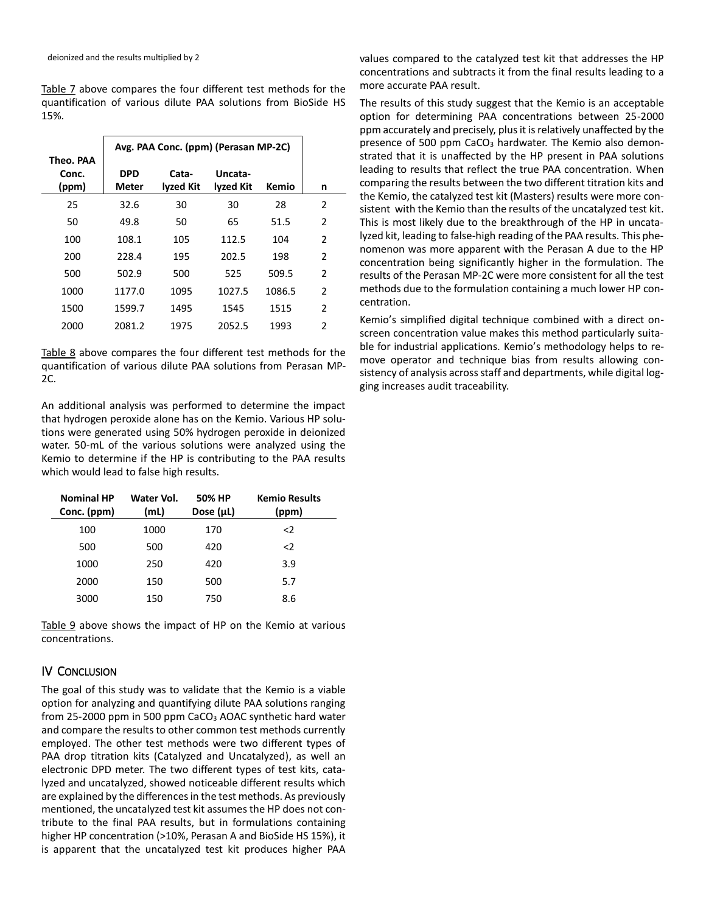deionized and the results multiplied by 2

Table 7 above compares the four different test methods for the quantification of various dilute PAA solutions from BioSide HS 15%.

| Theo. PAA Conc. (ppm) | Avg. PAA Conc. (ppm) (Perasan MP-2C) | | | | n |
|---|---|---|---|---|---|
| | DPD Meter | Cata-lyzed Kit | Uncata-lyzed Kit | Kemio | |
| 25 | 32.6 | 30 | 30 | 28 | 2 |
| 50 | 49.8 | 50 | 65 | 51.5 | 2 |
| 100 | 108.1 | 105 | 112.5 | 104 | 2 |
| 200 | 228.4 | 195 | 202.5 | 198 | 2 |
| 500 | 502.9 | 500 | 525 | 509.5 | 2 |
| 1000 | 1177.0 | 1095 | 1027.5 | 1086.5 | 2 |
| 1500 | 1599.7 | 1495 | 1545 | 1515 | 2 |
| 2000 | 2081.2 | 1975 | 2052.5 | 1993 | 2 |

Table 8 above compares the four different test methods for the quantification of various dilute PAA solutions from Perasan MP-2C.

An additional analysis was performed to determine the impact that hydrogen peroxide alone has on the Kemio. Various HP solutions were generated using 50% hydrogen peroxide in deionized water. 50-mL of the various solutions were analyzed using the Kemio to determine if the HP is contributing to the PAA results which would lead to false high results.

| Nominal HP Conc. (ppm) | Water Vol. (mL) | 50% HP Dose (µL) | Kemio Results (ppm) |
|---|---|---|---|
| 100 | 1000 | 170 | <2 |
| 500 | 500 | 420 | <2 |
| 1000 | 250 | 420 | 3.9 |
| 2000 | 150 | 500 | 5.7 |
| 3000 | 150 | 750 | 8.6 |

Table 9 above shows the impact of HP on the Kemio at various concentrations.

## IV Conclusion

The goal of this study was to validate that the Kemio is a viable option for analyzing and quantifying dilute PAA solutions ranging from 25-2000 ppm in 500 ppm $CaCO_3$ AOAC synthetic hard water and compare the results to other common test methods currently employed. The other test methods were two different types of PAA drop titration kits (Catalyzed and Uncatalyzed), as well an electronic DPD meter. The two different types of test kits, catalyzed and uncatalyzed, showed noticeable different results which are explained by the differences in the test methods. As previously mentioned, the uncatalyzed test kit assumes the HP does not contribute to the final PAA results, but in formulations containing higher HP concentration (>10%, Perasan A and BioSide HS 15%), it is apparent that the uncatalyzed test kit produces higher PAA values compared to the catalyzed test kit that addresses the HP concentrations and subtracts it from the final results leading to a more accurate PAA result.

The results of this study suggest that the Kemio is an acceptable option for determining PAA concentrations between 25-2000 ppm accurately and precisely, plus it is relatively unaffected by the presence of 500 ppm $CaCO_3$ hardwater. The Kemio also demonstrated that it is unaffected by the HP present in PAA solutions leading to results that reflect the true PAA concentration. When comparing the results between the two different titration kits and the Kemio, the catalyzed test kit (Masters) results were more consistent with the Kemio than the results of the uncatalyzed test kit. This is most likely due to the breakthrough of the HP in uncatalyzed kit, leading to false-high reading of the PAA results. This phenomenon was more apparent with the Perasan A due to the HP concentration being significantly higher in the formulation. The results of the Perasan MP-2C were more consistent for all the test methods due to the formulation containing a much lower HP concentration.

Kemio's simplified digital technique combined with a direct on-screen concentration value makes this method particularly suitable for industrial applications. Kemio's methodology helps to remove operator and technique bias from results allowing consistency of analysis across staff and departments, while digital logging increases audit traceability.